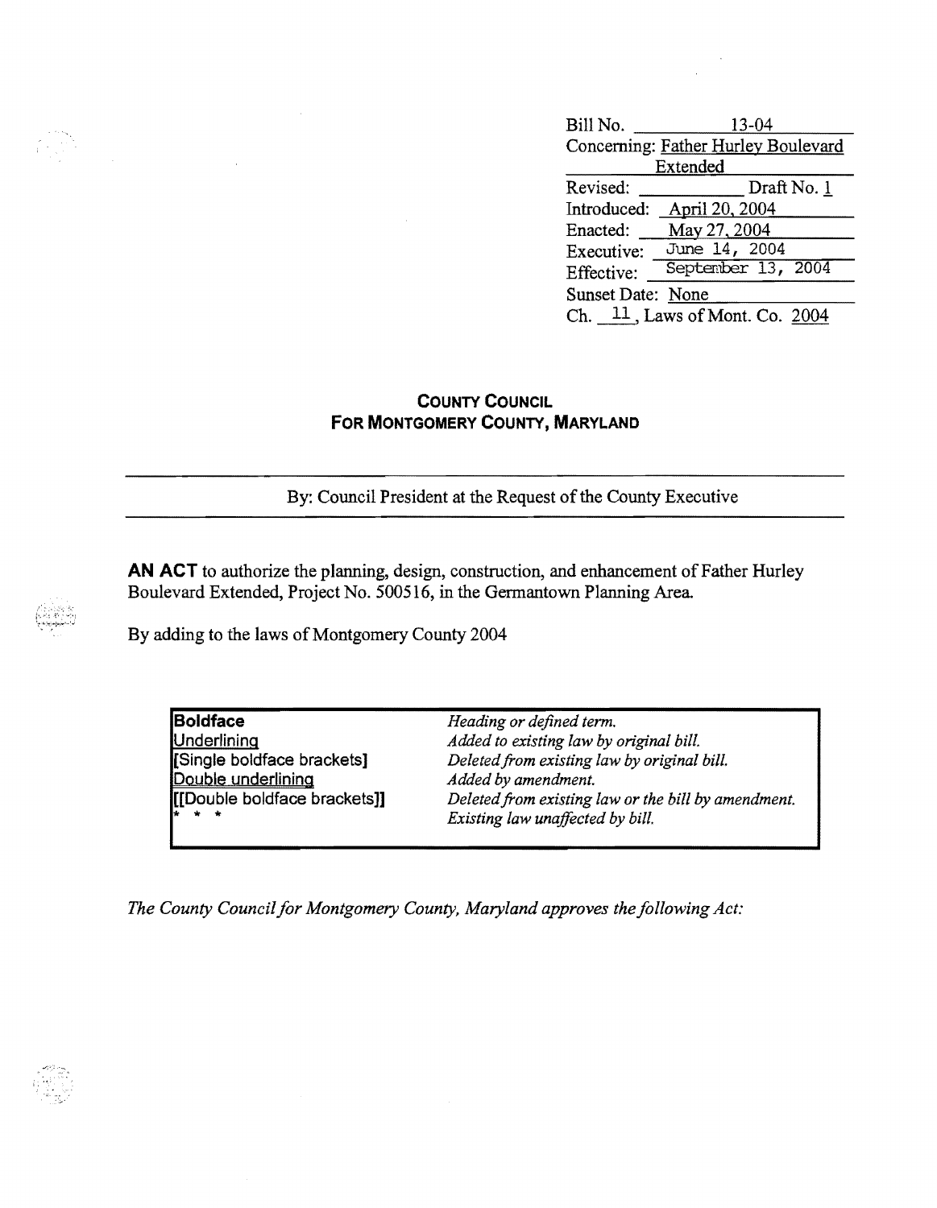Bill No. 13-04
Concerning: Father Hurley Boulevard Extended
Revised: ____________ Draft No. 1
Introduced: April 20, 2004
Enacted: May 27, 2004
Executive: June 14, 2004
Effective: September 13, 2004
Sunset Date: None
Ch. 11, Laws of Mont. Co. 2004

## COUNTY COUNCIL
## FOR MONTGOMERY COUNTY, MARYLAND

By: Council President at the Request of the County Executive

**AN ACT** to authorize the planning, design, construction, and enhancement of Father Hurley Boulevard Extended, Project No. 500516, in the Germantown Planning Area.

By adding to the laws of Montgomery County 2004

| | |
|---|---|
| **Boldface** | *Heading or defined term.* |
| Underlining | *Added to existing law by original bill.* |
| [Single boldface brackets] | *Deleted from existing law by original bill.* |
| Double underlining | *Added by amendment.* |
| [[Double boldface brackets]] | *Deleted from existing law or the bill by amendment.* |
| * * * | *Existing law unaffected by bill.* |

*The County Council for Montgomery County, Maryland approves the following Act:*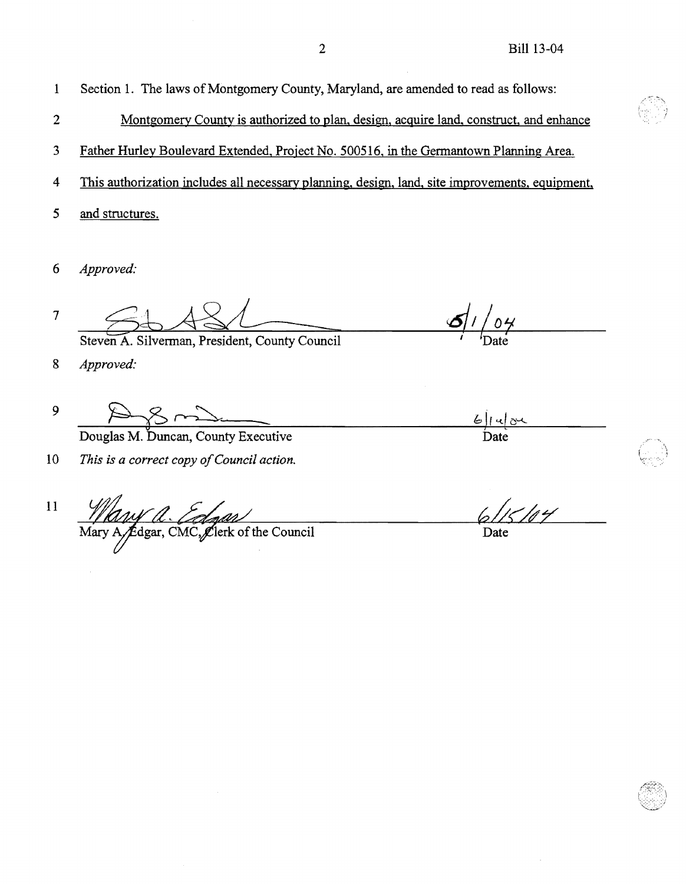1 Section 1. The laws of Montgomery County, Maryland, are amended to read as follows:

2 Montgomery County is authorized to plan, design, acquire land, construct, and enhance

3 Father Hurley Boulevard Extended, Project No. 500516, in the Germantown Planning Area.

4 This authorization includes all necessary planning, design, land, site improvements, equipment,

5 and structures.

6 *Approved:*

7 Steven A. Silverman, President, County Council — 5/1/04 Date

8 *Approved:*

9 Douglas M. Duncan, County Executive — 6/14/04 Date

10 *This is a correct copy of Council action.*

11 Mary A. Edgar, CMC, Clerk of the Council — 6/15/04 Date